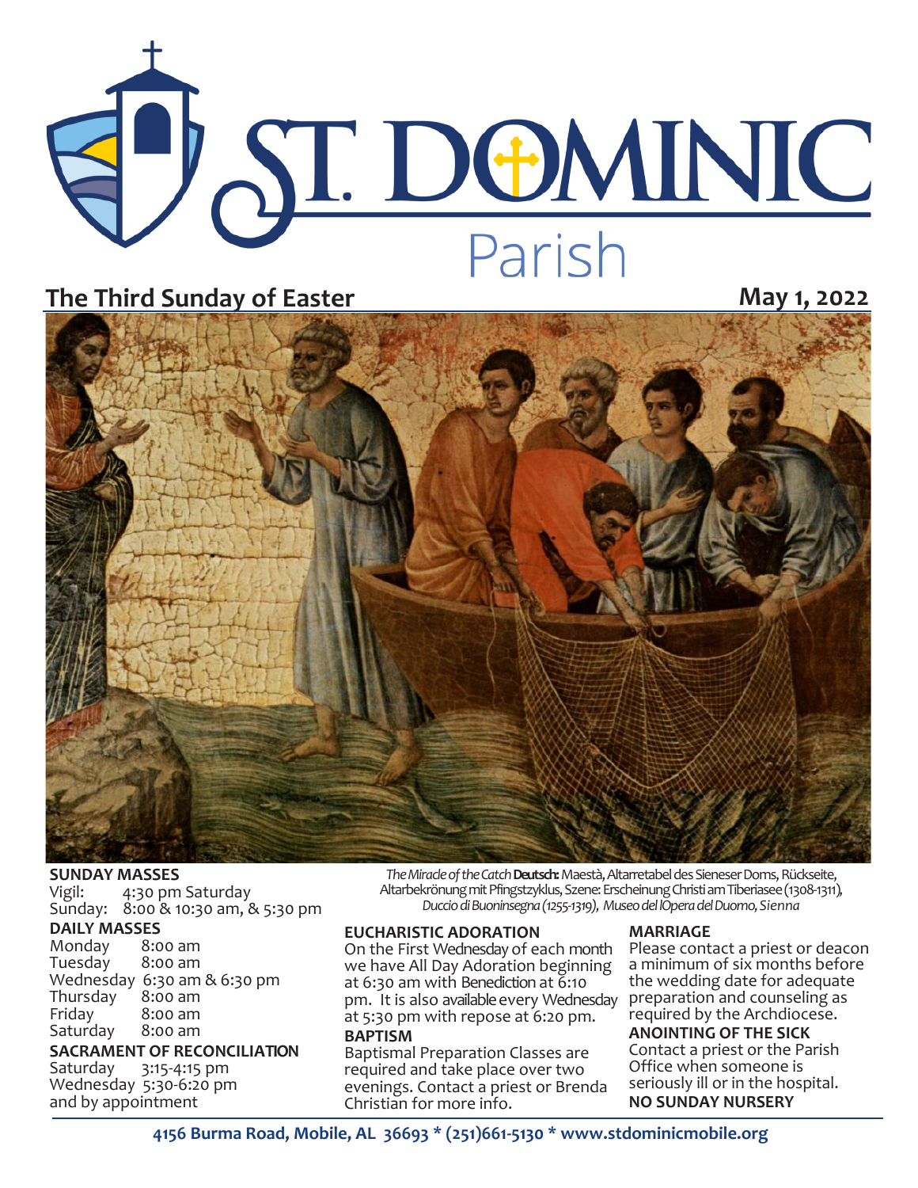# ST. DOMINIC Parish

## The Third Sunday of Easter

**May 1, 2022**

*The Miracle of the Catch* **Deutsch:** Maestà, Altarretabel des Sieneser Doms, Rückseite, Altarbekrönung mit Pfingstzyklus, Szene: Erscheinung Christi am Tiberiasee (1308-1311), *Duccio di Buoninsegna (1255-1319), Museo del lOpera del Duomo, Sienna*

**SUNDAY MASSES**
Vigil: 4:30 pm Saturday
Sunday: 8:00 & 10:30 am, & 5:30 pm

**DAILY MASSES**
Monday 8:00 am
Tuesday 8:00 am
Wednesday 6:30 am & 6:30 pm
Thursday 8:00 am
Friday 8:00 am
Saturday 8:00 am

**SACRAMENT OF RECONCILIATION**
Saturday 3:15-4:15 pm
Wednesday 5:30-6:20 pm
and by appointment

**EUCHARISTIC ADORATION**
On the First Wednesday of each month we have All Day Adoration beginning at 6:30 am with Benediction at 6:10 pm. It is also available every Wednesday at 5:30 pm with repose at 6:20 pm.

**BAPTISM**
Baptismal Preparation Classes are required and take place over two evenings. Contact a priest or Brenda Christian for more info.

**MARRIAGE**
Please contact a priest or deacon a minimum of six months before the wedding date for adequate preparation and counseling as required by the Archdiocese.

**ANOINTING OF THE SICK**
Contact a priest or the Parish Office when someone is seriously ill or in the hospital.

**NO SUNDAY NURSERY**

**4156 Burma Road, Mobile, AL 36693 * (251)661-5130 * www.stdominicmobile.org**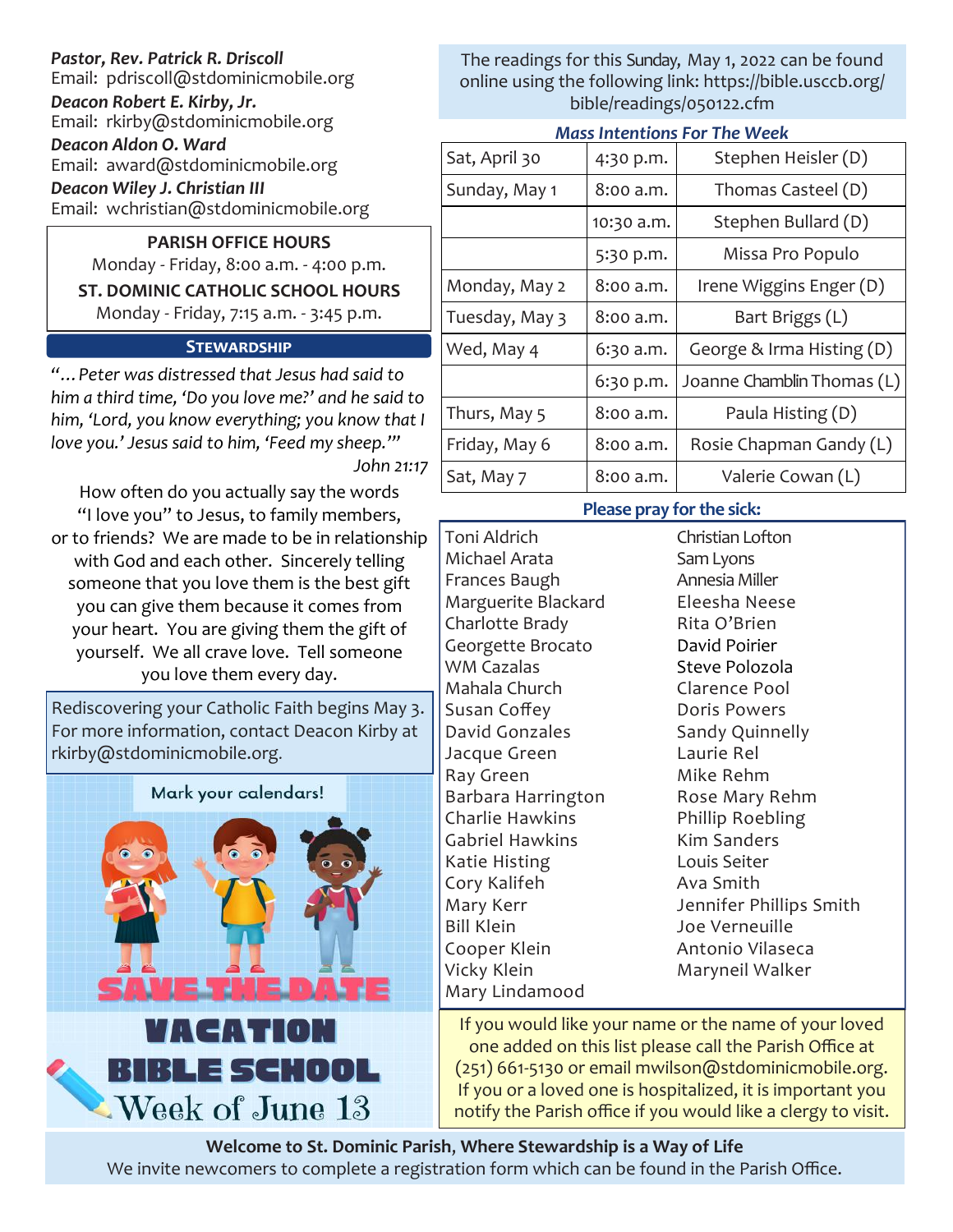***Pastor, Rev. Patrick R. Driscoll***
Email: pdriscoll@stdominicmobile.org

***Deacon Robert E. Kirby, Jr.***
Email: rkirby@stdominicmobile.org

***Deacon Aldon O. Ward***
Email: award@stdominicmobile.org

***Deacon Wiley J. Christian III***
Email: wchristian@stdominicmobile.org

**PARISH OFFICE HOURS**
Monday - Friday, 8:00 a.m. - 4:00 p.m.

**ST. DOMINIC CATHOLIC SCHOOL HOURS**
Monday - Friday, 7:15 a.m. - 3:45 p.m.

## STEWARDSHIP

*"…Peter was distressed that Jesus had said to him a third time, 'Do you love me?' and he said to him, 'Lord, you know everything; you know that I love you.' Jesus said to him, 'Feed my sheep.'"*
*John 21:17*

How often do you actually say the words "I love you" to Jesus, to family members, or to friends? We are made to be in relationship with God and each other. Sincerely telling someone that you love them is the best gift you can give them because it comes from your heart. You are giving them the gift of yourself. We all crave love. Tell someone you love them every day.

Rediscovering your Catholic Faith begins May 3. For more information, contact Deacon Kirby at rkirby@stdominicmobile.org.

Mark your calendars!

**SAVE THE DATE**

**VACATION BIBLE SCHOOL**

Week of June 13

The readings for this Sunday, May 1, 2022 can be found online using the following link: https://bible.usccb.org/bible/readings/050122.cfm

***Mass Intentions For The Week***

| | | |
|---|---|---|
| Sat, April 30 | 4:30 p.m. | Stephen Heisler (D) |
| Sunday, May 1 | 8:00 a.m. | Thomas Casteel (D) |
| | 10:30 a.m. | Stephen Bullard (D) |
| | 5:30 p.m. | Missa Pro Populo |
| Monday, May 2 | 8:00 a.m. | Irene Wiggins Enger (D) |
| Tuesday, May 3 | 8:00 a.m. | Bart Briggs (L) |
| Wed, May 4 | 6:30 a.m. | George & Irma Histing (D) |
| | 6:30 p.m. | Joanne Chamblin Thomas (L) |
| Thurs, May 5 | 8:00 a.m. | Paula Histing (D) |
| Friday, May 6 | 8:00 a.m. | Rosie Chapman Gandy (L) |
| Sat, May 7 | 8:00 a.m. | Valerie Cowan (L) |

**Please pray for the sick:**

Toni Aldrich
Michael Arata
Frances Baugh
Marguerite Blackard
Charlotte Brady
Georgette Brocato
WM Cazalas
Mahala Church
Susan Coffey
David Gonzales
Jacque Green
Ray Green
Barbara Harrington
Charlie Hawkins
Gabriel Hawkins
Katie Histing
Cory Kalifeh
Mary Kerr
Bill Klein
Cooper Klein
Vicky Klein
Mary Lindamood
Christian Lofton
Sam Lyons
Annesia Miller
Eleesha Neese
Rita O'Brien
David Poirier
Steve Polozola
Clarence Pool
Doris Powers
Sandy Quinnelly
Laurie Rel
Mike Rehm
Rose Mary Rehm
Phillip Roebling
Kim Sanders
Louis Seiter
Ava Smith
Jennifer Phillips Smith
Joe Verneuille
Antonio Vilaseca
Maryneil Walker

If you would like your name or the name of your loved one added on this list please call the Parish Office at (251) 661-5130 or email mwilson@stdominicmobile.org. If you or a loved one is hospitalized, it is important you notify the Parish office if you would like a clergy to visit.

**Welcome to St. Dominic Parish, Where Stewardship is a Way of Life**
We invite newcomers to complete a registration form which can be found in the Parish Office.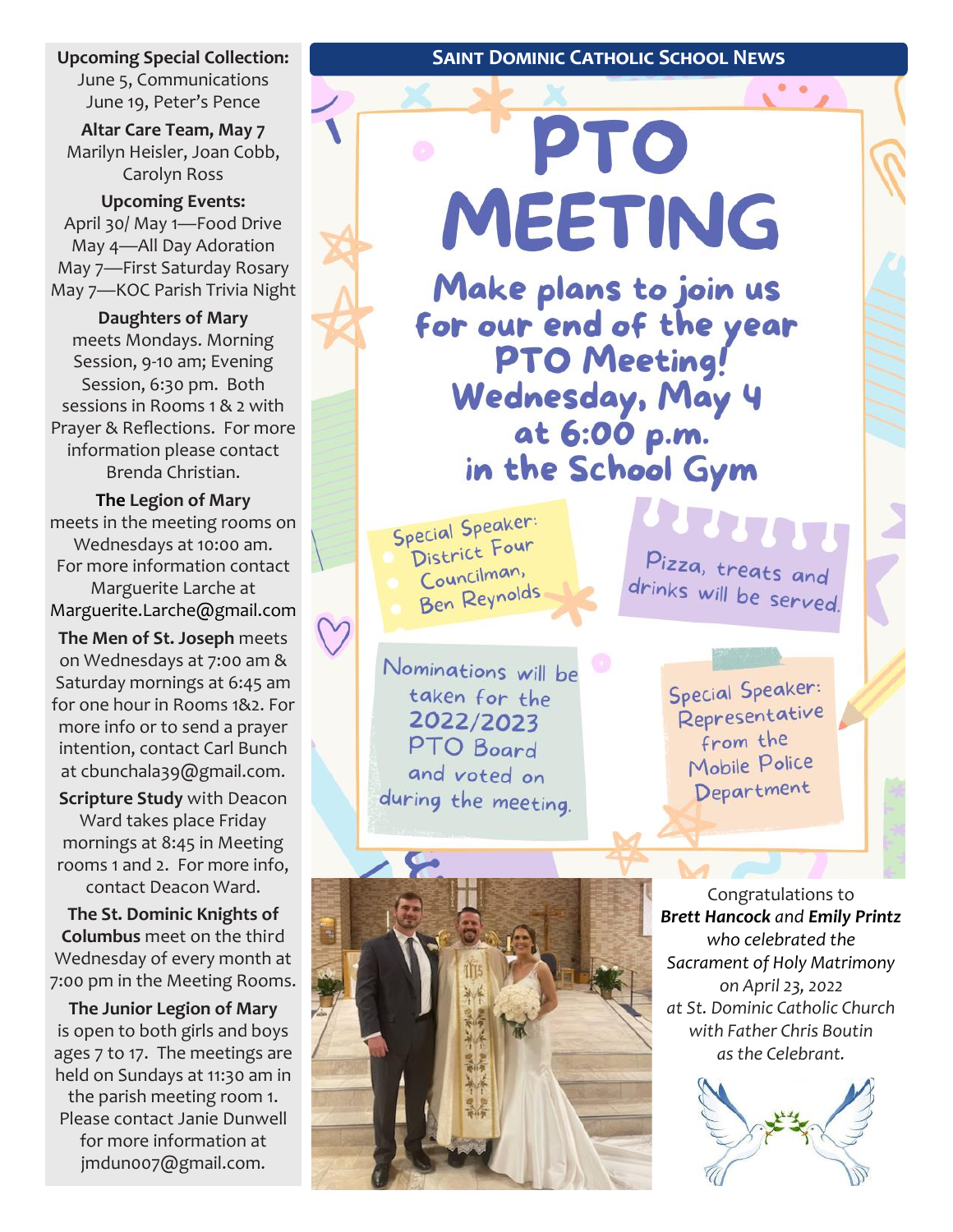**Upcoming Special Collection:**
June 5, Communications
June 19, Peter's Pence

**Altar Care Team, May 7**
Marilyn Heisler, Joan Cobb, Carolyn Ross

**Upcoming Events:**
April 30/ May 1—Food Drive
May 4—All Day Adoration
May 7—First Saturday Rosary
May 7—KOC Parish Trivia Night

**Daughters of Mary** meets Mondays. Morning Session, 9-10 am; Evening Session, 6:30 pm. Both sessions in Rooms 1 & 2 with Prayer & Reflections. For more information please contact Brenda Christian.

**The Legion of Mary** meets in the meeting rooms on Wednesdays at 10:00 am. For more information contact Marguerite Larche at Marguerite.Larche@gmail.com

**The Men of St. Joseph** meets on Wednesdays at 7:00 am & Saturday mornings at 6:45 am for one hour in Rooms 1&2. For more info or to send a prayer intention, contact Carl Bunch at cbunchala39@gmail.com.

**Scripture Study** with Deacon Ward takes place Friday mornings at 8:45 in Meeting rooms 1 and 2. For more info, contact Deacon Ward.

**The St. Dominic Knights of Columbus** meet on the third Wednesday of every month at 7:00 pm in the Meeting Rooms.

**The Junior Legion of Mary** is open to both girls and boys ages 7 to 17. The meetings are held on Sundays at 11:30 am in the parish meeting room 1. Please contact Janie Dunwell for more information at jmdun007@gmail.com.

## Saint Dominic Catholic School News

# PTO MEETING

Make plans to join us for our end of the year PTO Meeting!
Wednesday, May 4
at 6:00 p.m.
in the School Gym

Special Speaker: District Four Councilman, Ben Reynolds

Pizza, treats and drinks will be served.

Nominations will be taken for the 2022/2023 PTO Board and voted on during the meeting.

Special Speaker: Representative from the Mobile Police Department

Congratulations to ***Brett Hancock*** *and* ***Emily Printz*** *who celebrated the Sacrament of Holy Matrimony on April 23, 2022 at St. Dominic Catholic Church with Father Chris Boutin as the Celebrant.*